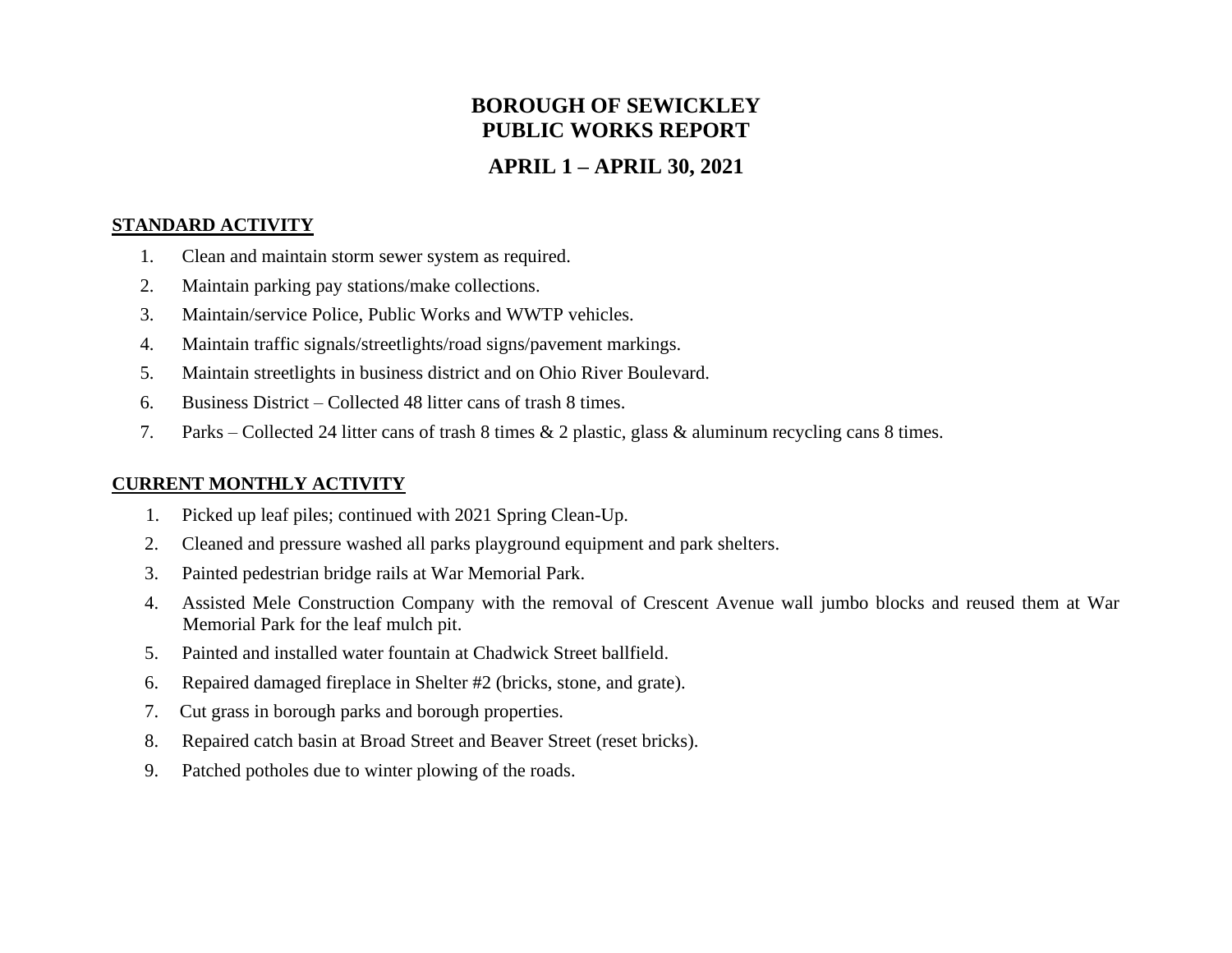# BOROUGH OF SEWICKLEY
# PUBLIC WORKS REPORT

## APRIL 1 – APRIL 30, 2021

**STANDARD ACTIVITY**

1. Clean and maintain storm sewer system as required.
2. Maintain parking pay stations/make collections.
3. Maintain/service Police, Public Works and WWTP vehicles.
4. Maintain traffic signals/streetlights/road signs/pavement markings.
5. Maintain streetlights in business district and on Ohio River Boulevard.
6. Business District – Collected 48 litter cans of trash 8 times.
7. Parks – Collected 24 litter cans of trash 8 times & 2 plastic, glass & aluminum recycling cans 8 times.

**CURRENT MONTHLY ACTIVITY**

1. Picked up leaf piles; continued with 2021 Spring Clean-Up.
2. Cleaned and pressure washed all parks playground equipment and park shelters.
3. Painted pedestrian bridge rails at War Memorial Park.
4. Assisted Mele Construction Company with the removal of Crescent Avenue wall jumbo blocks and reused them at War Memorial Park for the leaf mulch pit.
5. Painted and installed water fountain at Chadwick Street ballfield.
6. Repaired damaged fireplace in Shelter #2 (bricks, stone, and grate).
7. Cut grass in borough parks and borough properties.
8. Repaired catch basin at Broad Street and Beaver Street (reset bricks).
9. Patched potholes due to winter plowing of the roads.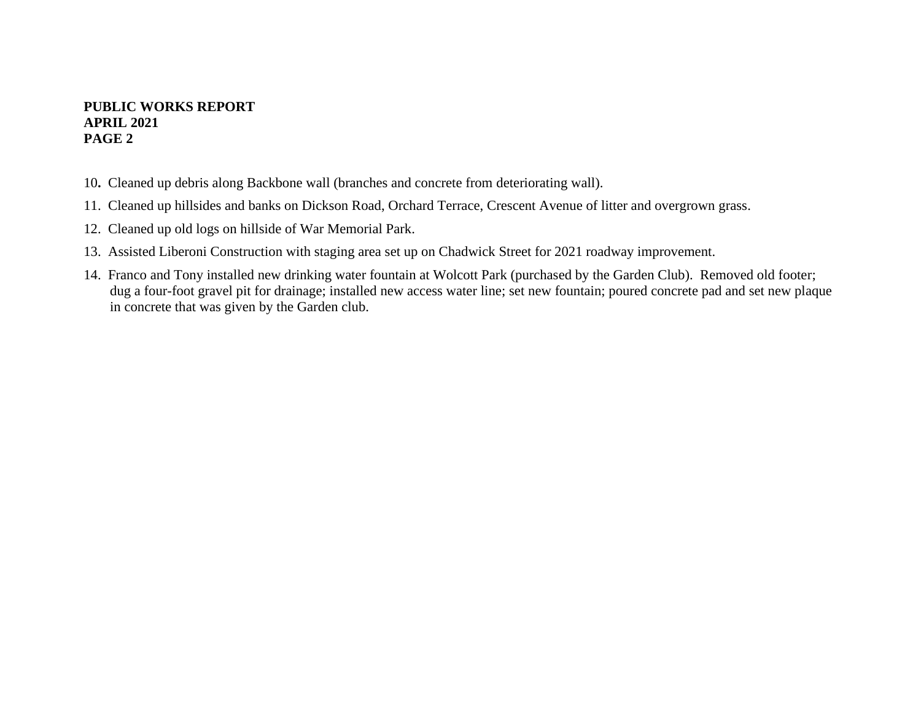10. Cleaned up debris along Backbone wall (branches and concrete from deteriorating wall).
11. Cleaned up hillsides and banks on Dickson Road, Orchard Terrace, Crescent Avenue of litter and overgrown grass.
12. Cleaned up old logs on hillside of War Memorial Park.
13. Assisted Liberoni Construction with staging area set up on Chadwick Street for 2021 roadway improvement.
14. Franco and Tony installed new drinking water fountain at Wolcott Park (purchased by the Garden Club). Removed old footer; dug a four-foot gravel pit for drainage; installed new access water line; set new fountain; poured concrete pad and set new plaque in concrete that was given by the Garden club.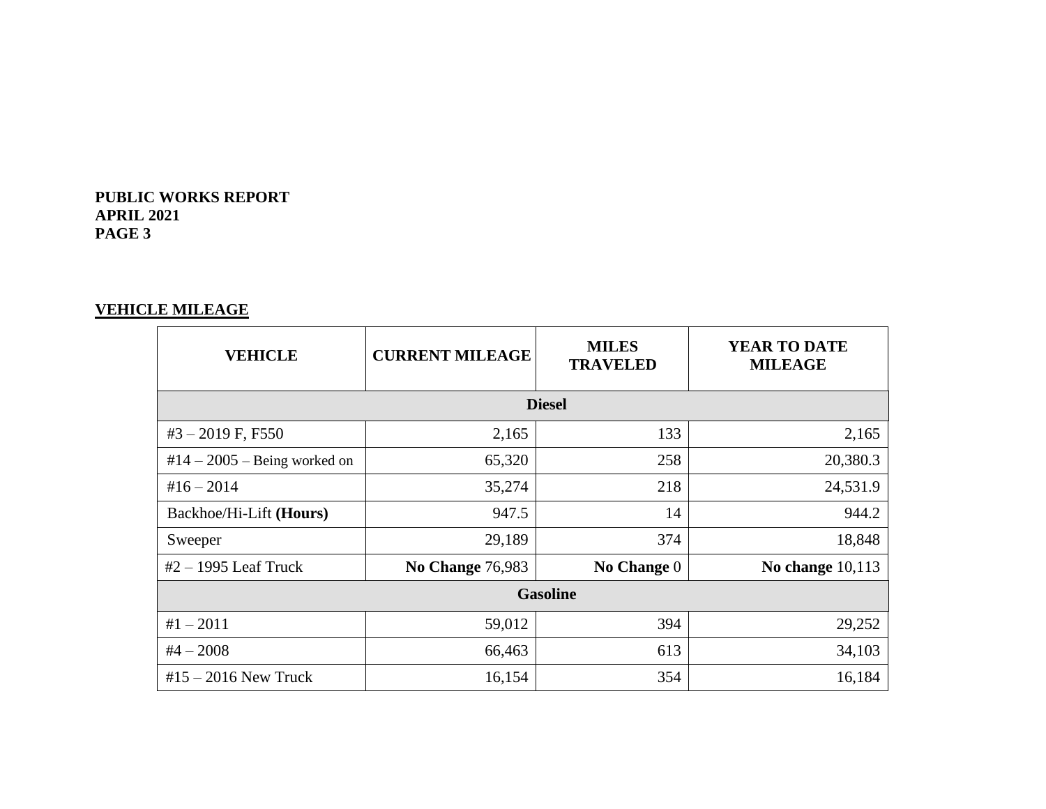**PUBLIC WORKS REPORT**
**APRIL 2021**
**PAGE 3**

## VEHICLE MILEAGE

| VEHICLE | CURRENT MILEAGE | MILES TRAVELED | YEAR TO DATE MILEAGE |
|---|---|---|---|
| **Diesel** | | | |
| #3 – 2019 F, F550 | 2,165 | 133 | 2,165 |
| #14 – 2005 – Being worked on | 65,320 | 258 | 20,380.3 |
| #16 – 2014 | 35,274 | 218 | 24,531.9 |
| Backhoe/Hi-Lift **(Hours)** | 947.5 | 14 | 944.2 |
| Sweeper | 29,189 | 374 | 18,848 |
| #2 – 1995 Leaf Truck | **No Change** 76,983 | **No Change** 0 | **No change** 10,113 |
| **Gasoline** | | | |
| #1 – 2011 | 59,012 | 394 | 29,252 |
| #4 – 2008 | 66,463 | 613 | 34,103 |
| #15 – 2016 New Truck | 16,154 | 354 | 16,184 |